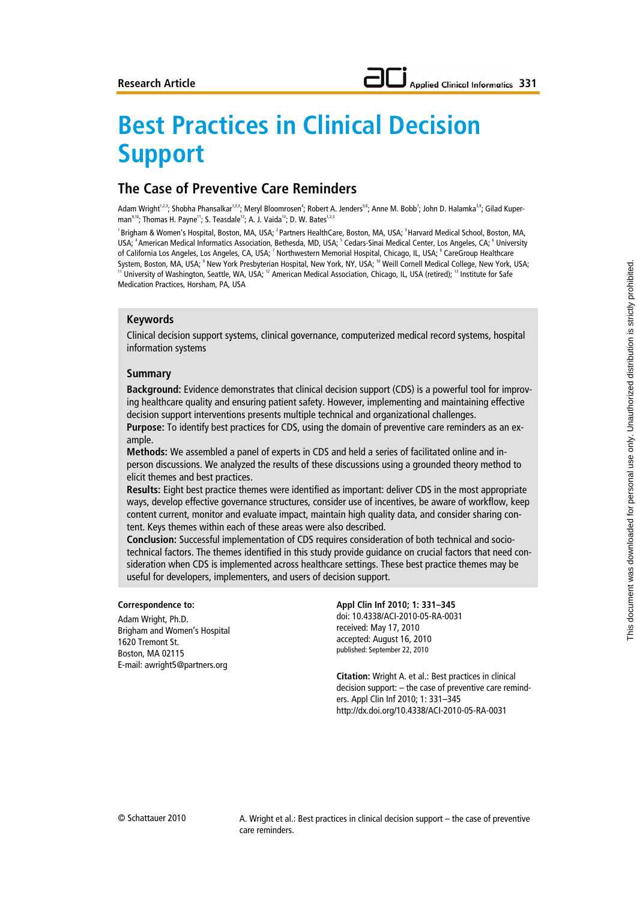Research Article

# Best Practices in Clinical Decision Support

## The Case of Preventive Care Reminders

Adam Wright[1,2,3]; Shobha Phansalkar[1,2,3]; Meryl Bloomrosen[4]; Robert A. Jenders[5,6]; Anne M. Bobb[7]; John D. Halamka[3,8]; Gilad Kuperman[9,10]; Thomas H. Payne[11]; S. Teasdale[12]; A. J. Vaida[13]; D. W. Bates[1,2,3]

[1] Brigham & Women's Hospital, Boston, MA, USA; [2] Partners HealthCare, Boston, MA, USA; [3] Harvard Medical School, Boston, MA, USA; [4] American Medical Informatics Association, Bethesda, MD, USA; [5] Cedars-Sinai Medical Center, Los Angeles, CA; [6] University of California Los Angeles, Los Angeles, CA, USA; [7] Northwestern Memorial Hospital, Chicago, IL, USA; [8] CareGroup Healthcare System, Boston, MA, USA; [9] New York Presbyterian Hospital, New York, NY, USA; [10] Weill Cornell Medical College, New York, USA; [11] University of Washington, Seattle, WA, USA; [12] American Medical Association, Chicago, IL, USA (retired); [13] Institute for Safe Medication Practices, Horsham, PA, USA

### Keywords

Clinical decision support systems, clinical governance, computerized medical record systems, hospital information systems

### Summary

**Background:** Evidence demonstrates that clinical decision support (CDS) is a powerful tool for improving healthcare quality and ensuring patient safety. However, implementing and maintaining effective decision support interventions presents multiple technical and organizational challenges.

**Purpose:** To identify best practices for CDS, using the domain of preventive care reminders as an example.

**Methods:** We assembled a panel of experts in CDS and held a series of facilitated online and in-person discussions. We analyzed the results of these discussions using a grounded theory method to elicit themes and best practices.

**Results:** Eight best practice themes were identified as important: deliver CDS in the most appropriate ways, develop effective governance structures, consider use of incentives, be aware of workflow, keep content current, monitor and evaluate impact, maintain high quality data, and consider sharing content. Keys themes within each of these areas were also described.

**Conclusion:** Successful implementation of CDS requires consideration of both technical and socio-technical factors. The themes identified in this study provide guidance on crucial factors that need consideration when CDS is implemented across healthcare settings. These best practice themes may be useful for developers, implementers, and users of decision support.

**Correspondence to:**

Adam Wright, Ph.D.
Brigham and Women's Hospital
1620 Tremont St.
Boston, MA 02115
E-mail: awright5@partners.org

**Appl Clin Inf 2010; 1: 331–345**
doi: 10.4338/ACI-2010-05-RA-0031
received: May 17, 2010
accepted: August 16, 2010
published: September 22, 2010

**Citation:** Wright A. et al.: Best practices in clinical decision support: – the case of preventive care reminders. Appl Clin Inf 2010; 1: 331–345
http://dx.doi.org/10.4338/ACI-2010-05-RA-0031

© Schattauer 2010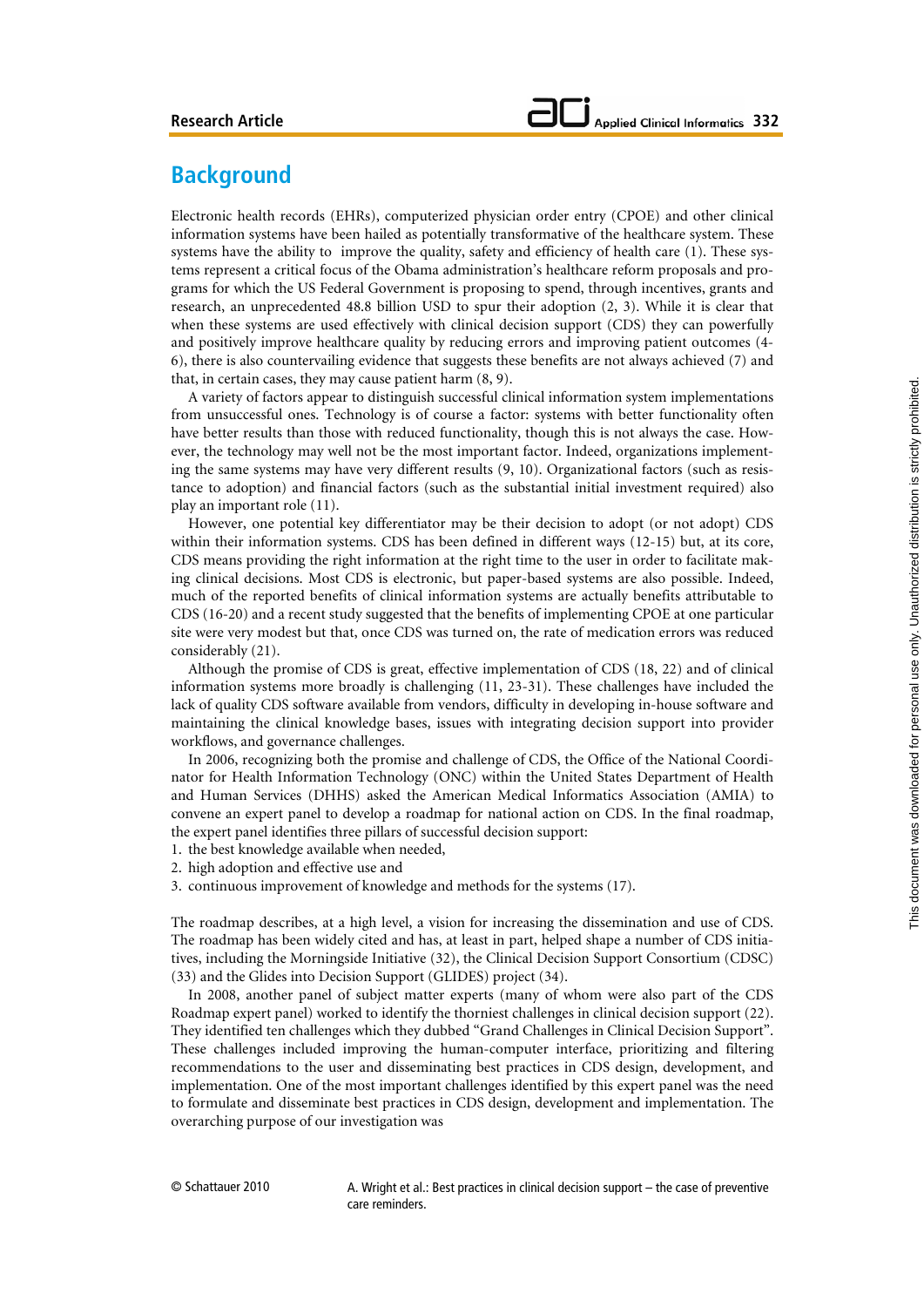## Background

Electronic health records (EHRs), computerized physician order entry (CPOE) and other clinical information systems have been hailed as potentially transformative of the healthcare system. These systems have the ability to improve the quality, safety and efficiency of health care (1). These systems represent a critical focus of the Obama administration's healthcare reform proposals and programs for which the US Federal Government is proposing to spend, through incentives, grants and research, an unprecedented 48.8 billion USD to spur their adoption (2, 3). While it is clear that when these systems are used effectively with clinical decision support (CDS) they can powerfully and positively improve healthcare quality by reducing errors and improving patient outcomes (4-6), there is also countervailing evidence that suggests these benefits are not always achieved (7) and that, in certain cases, they may cause patient harm (8, 9).

A variety of factors appear to distinguish successful clinical information system implementations from unsuccessful ones. Technology is of course a factor: systems with better functionality often have better results than those with reduced functionality, though this is not always the case. However, the technology may well not be the most important factor. Indeed, organizations implementing the same systems may have very different results (9, 10). Organizational factors (such as resistance to adoption) and financial factors (such as the substantial initial investment required) also play an important role (11).

However, one potential key differentiator may be their decision to adopt (or not adopt) CDS within their information systems. CDS has been defined in different ways (12-15) but, at its core, CDS means providing the right information at the right time to the user in order to facilitate making clinical decisions. Most CDS is electronic, but paper-based systems are also possible. Indeed, much of the reported benefits of clinical information systems are actually benefits attributable to CDS (16-20) and a recent study suggested that the benefits of implementing CPOE at one particular site were very modest but that, once CDS was turned on, the rate of medication errors was reduced considerably (21).

Although the promise of CDS is great, effective implementation of CDS (18, 22) and of clinical information systems more broadly is challenging (11, 23-31). These challenges have included the lack of quality CDS software available from vendors, difficulty in developing in-house software and maintaining the clinical knowledge bases, issues with integrating decision support into provider workflows, and governance challenges.

In 2006, recognizing both the promise and challenge of CDS, the Office of the National Coordinator for Health Information Technology (ONC) within the United States Department of Health and Human Services (DHHS) asked the American Medical Informatics Association (AMIA) to convene an expert panel to develop a roadmap for national action on CDS. In the final roadmap, the expert panel identifies three pillars of successful clinical decision support:

1. the best knowledge available when needed,
2. high adoption and effective use and
3. continuous improvement of knowledge and methods for the systems (17).

The roadmap describes, at a high level, a vision for increasing the dissemination and use of CDS. The roadmap has been widely cited and has, at least in part, helped shape a number of CDS initiatives, including the Morningside Initiative (32), the Clinical Decision Support Consortium (CDSC) (33) and the Glides into Decision Support (GLIDES) project (34).

In 2008, another panel of subject matter experts (many of whom were also part of the CDS Roadmap expert panel) worked to identify the thorniest challenges in clinical decision support (22). They identified ten challenges which they dubbed "Grand Challenges in Clinical Decision Support". These challenges included improving the human-computer interface, prioritizing and filtering recommendations to the user and disseminating best practices in CDS design, development, and implementation. One of the most important challenges identified by this expert panel was the need to formulate and disseminate best practices in CDS design, development and implementation. The overarching purpose of our investigation was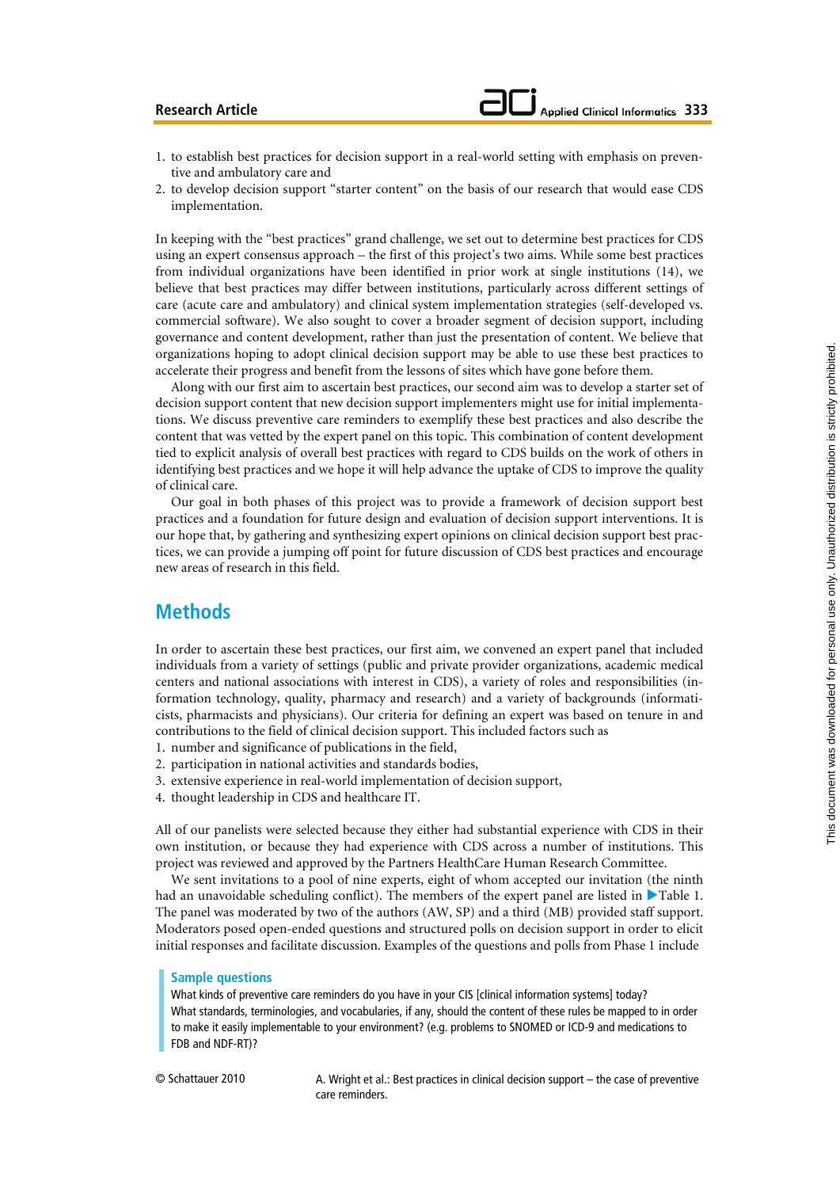1. to establish best practices for decision support in a real-world setting with emphasis on preventive and ambulatory care and
2. to develop decision support "starter content" on the basis of our research that would ease CDS implementation.

In keeping with the "best practices" grand challenge, we set out to determine best practices for CDS using an expert consensus approach – the first of this project's two aims. While some best practices from individual organizations have been identified in prior work at single institutions (14), we believe that best practices may differ between institutions, particularly across different settings of care (acute care and ambulatory) and clinical system implementation strategies (self-developed vs. commercial software). We also sought to cover a broader segment of decision support, including governance and content development, rather than just the presentation of content. We believe that organizations hoping to adopt clinical decision support may be able to use these best practices to accelerate their progress and benefit from the lessons of sites which have gone before them.

Along with our first aim to ascertain best practices, our second aim was to develop a starter set of decision support content that new decision support implementers might use for initial implementations. We discuss preventive care reminders to exemplify these best practices and also describe the content that was vetted by the expert panel on this topic. This combination of content development tied to explicit analysis of overall best practices with regard to CDS builds on the work of others in identifying best practices and we hope it will help advance the uptake of CDS to improve the quality of clinical care.

Our goal in both phases of this project was to provide a framework of decision support best practices and a foundation for future design and evaluation of decision support interventions. It is our hope that, by gathering and synthesizing expert opinions on clinical decision support best practices, we can provide a jumping off point for future discussion of CDS best practices and encourage new areas of research in this field.

## Methods

In order to ascertain these best practices, our first aim, we convened an expert panel that included individuals from a variety of settings (public and private provider organizations, academic medical centers and national associations with interest in CDS), a variety of roles and responsibilities (information technology, quality, pharmacy and research) and a variety of backgrounds (informaticists, pharmacists and physicians). Our criteria for defining an expert was based on tenure in and contributions to the field of clinical decision support. This included factors such as

1. number and significance of publications in the field,
2. participation in national activities and standards bodies,
3. extensive experience in real-world implementation of decision support,
4. thought leadership in CDS and healthcare IT.

All of our panelists were selected because they either had substantial experience with CDS in their own institution, or because they had experience with CDS across a number of institutions. This project was reviewed and approved by the Partners HealthCare Human Research Committee.

We sent invitations to a pool of nine experts, eight of whom accepted our invitation (the ninth had an unavoidable scheduling conflict). The members of the expert panel are listed in ▶Table 1. The panel was moderated by two of the authors (AW, SP) and a third (MB) provided staff support. Moderators posed open-ended questions and structured polls on decision support in order to elicit initial responses and facilitate discussion. Examples of the questions and polls from Phase 1 include

> **Sample questions**
>
> What kinds of preventive care reminders do you have in your CIS [clinical information systems] today?
>
> What standards, terminologies, and vocabularies, if any, should the content of these rules be mapped to in order to make it easily implementable to your environment? (e.g. problems to SNOMED or ICD-9 and medications to FDB and NDF-RT)?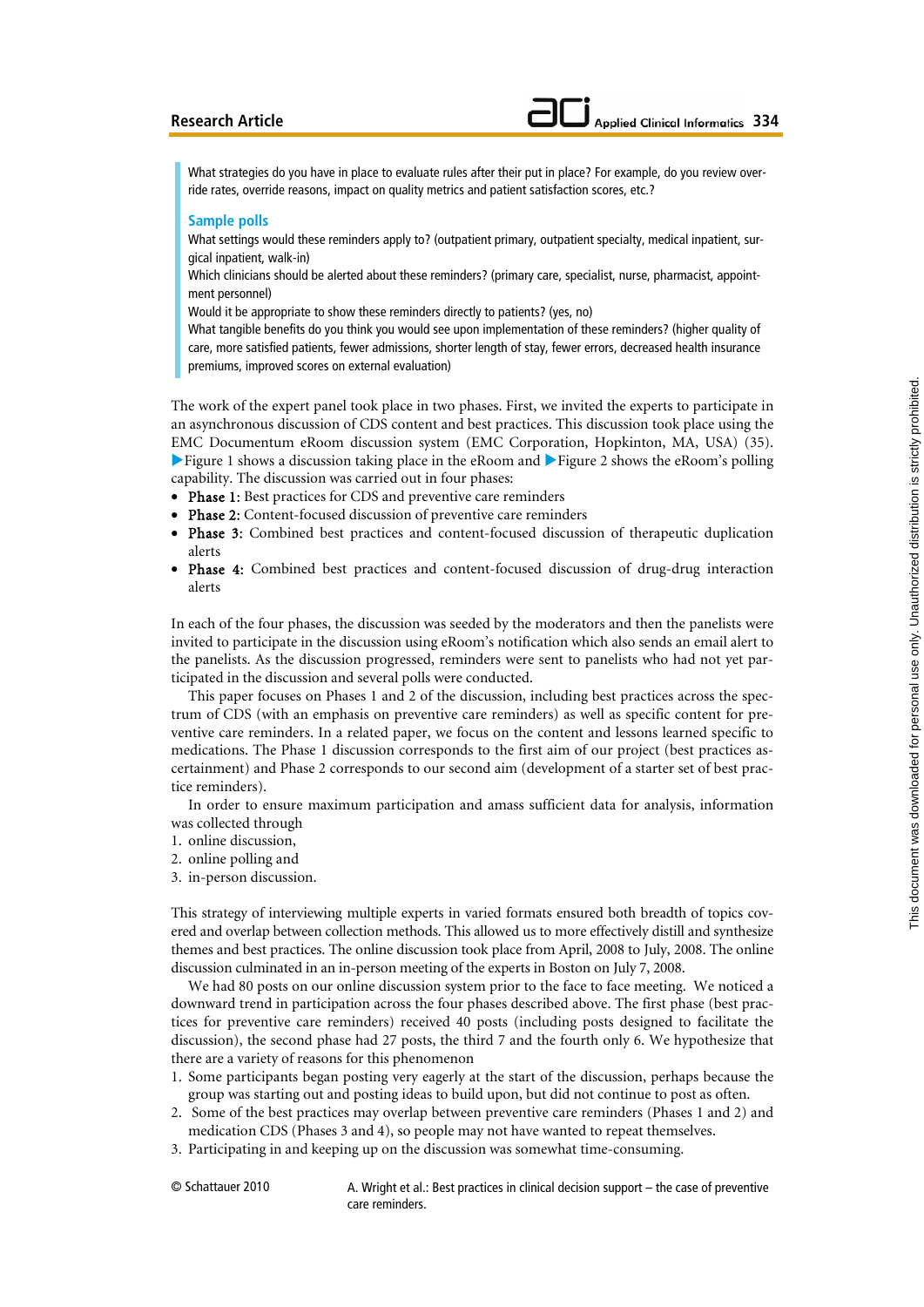What strategies do you have in place to evaluate rules after their put in place? For example, do you review override rates, override reasons, impact on quality metrics and patient satisfaction scores, etc.?

### Sample polls

What settings would these reminders apply to? (outpatient primary, outpatient specialty, medical inpatient, surgical inpatient, walk-in)

Which clinicians should be alerted about these reminders? (primary care, specialist, nurse, pharmacist, appointment personnel)

Would it be appropriate to show these reminders directly to patients? (yes, no)

What tangible benefits do you think you would see upon implementation of these reminders? (higher quality of care, more satisfied patients, fewer admissions, shorter length of stay, fewer errors, decreased health insurance premiums, improved scores on external evaluation)

The work of the expert panel took place in two phases. First, we invited the experts to participate in an asynchronous discussion of CDS content and best practices. This discussion took place using the EMC Documentum eRoom discussion system (EMC Corporation, Hopkinton, MA, USA) (35). ▶Figure 1 shows a discussion taking place in the eRoom and ▶Figure 2 shows the eRoom's polling capability. The discussion was carried out in four phases:

- **Phase 1:** Best practices for CDS and preventive care reminders
- **Phase 2:** Content-focused discussion of preventive care reminders
- **Phase 3:** Combined best practices and content-focused discussion of therapeutic duplication alerts
- **Phase 4:** Combined best practices and content-focused discussion of drug-drug interaction alerts

In each of the four phases, the discussion was seeded by the moderators and then the panelists were invited to participate in the discussion using eRoom's notification which also sends an email alert to the panelists. As the discussion progressed, reminders were sent to panelists who had not yet participated in the discussion and several polls were conducted.

This paper focuses on Phases 1 and 2 of the discussion, including best practices across the spectrum of CDS (with an emphasis on preventive care reminders) as well as specific content for preventive care reminders. In a related paper, we focus on the content and lessons learned specific to medications. The Phase 1 discussion corresponds to the first aim of our project (best practices ascertainment) and Phase 2 corresponds to our second aim (development of a starter set of best practice reminders).

In order to ensure maximum participation and amass sufficient data for analysis, information was collected through

1. online discussion,
2. online polling and
3. in-person discussion.

This strategy of interviewing multiple experts in varied formats ensured both breadth of topics covered and overlap between collection methods. This allowed us to more effectively distill and synthesize themes and best practices. The online discussion took place from April, 2008 to July, 2008. The online discussion culminated in an in-person meeting of the experts in Boston on July 7, 2008.

We had 80 posts on our online discussion system prior to the face to face meeting. We noticed a downward trend in participation across the four phases described above. The first phase (best practices for preventive care reminders) received 40 posts (including posts designed to facilitate the discussion), the second phase had 27 posts, the third 7 and the fourth only 6. We hypothesize that there are a variety of reasons for this phenomenon

1. Some participants began posting very eagerly at the start of the discussion, perhaps because the group was starting out and posting ideas to build upon, but did not continue to post as often.
2. Some of the best practices may overlap between preventive care reminders (Phases 1 and 2) and medication CDS (Phases 3 and 4), so people may not have wanted to repeat themselves.
3. Participating in and keeping up on the discussion was somewhat time-consuming.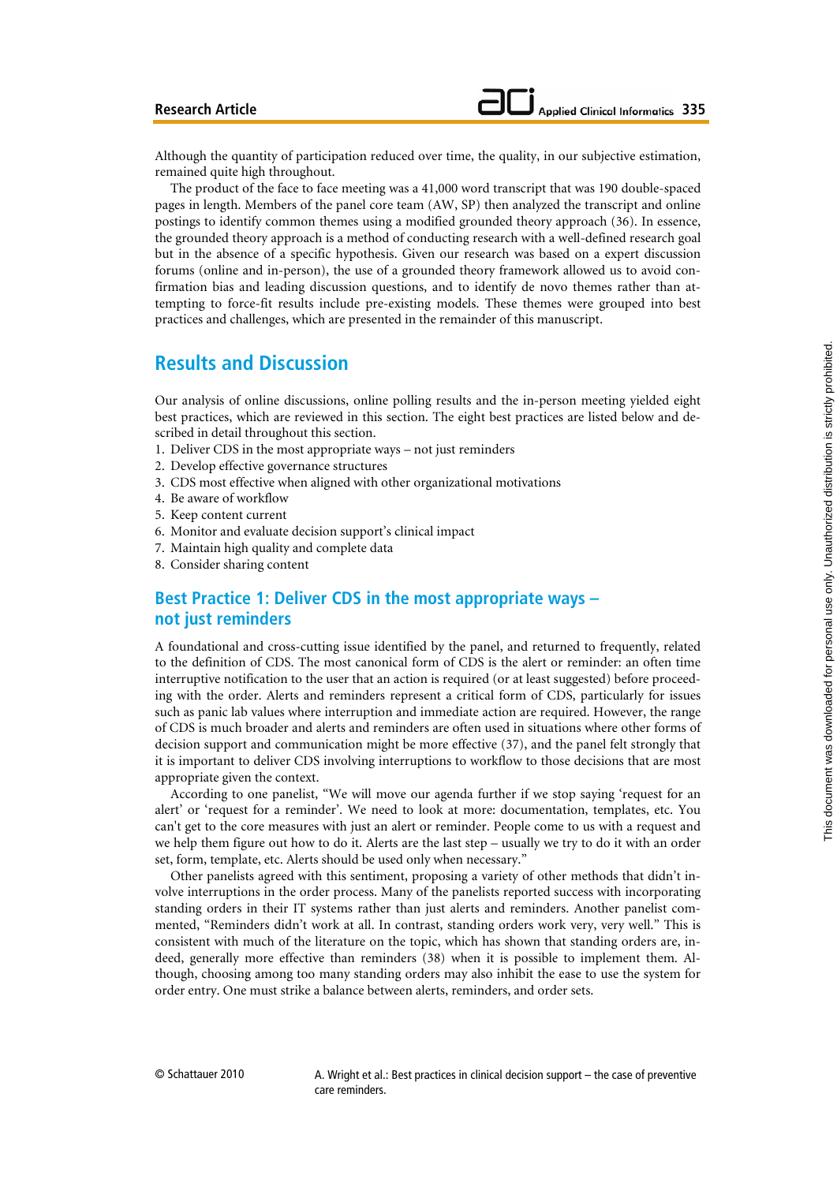Although the quantity of participation reduced over time, the quality, in our subjective estimation, remained quite high throughout.

The product of the face to face meeting was a 41,000 word transcript that was 190 double-spaced pages in length. Members of the panel core team (AW, SP) then analyzed the transcript and online postings to identify common themes using a modified grounded theory approach (36). In essence, the grounded theory approach is a method of conducting research with a well-defined research goal but in the absence of a specific hypothesis. Given our research was based on a expert discussion forums (online and in-person), the use of a grounded theory framework allowed us to avoid confirmation bias and leading discussion questions, and to identify de novo themes rather than attempting to force-fit results include pre-existing models. These themes were grouped into best practices and challenges, which are presented in the remainder of this manuscript.

# Results and Discussion

Our analysis of online discussions, online polling results and the in-person meeting yielded eight best practices, which are reviewed in this section. The eight best practices are listed below and described in detail throughout this section.

1. Deliver CDS in the most appropriate ways – not just reminders
2. Develop effective governance structures
3. CDS most effective when aligned with other organizational motivations
4. Be aware of workflow
5. Keep content current
6. Monitor and evaluate decision support's clinical impact
7. Maintain high quality and complete data
8. Consider sharing content

## Best Practice 1: Deliver CDS in the most appropriate ways – not just reminders

A foundational and cross-cutting issue identified by the panel, and returned to frequently, related to the definition of CDS. The most canonical form of CDS is the alert or reminder: an often time interruptive notification to the user that an action is required (or at least suggested) before proceeding with the order. Alerts and reminders represent a critical form of CDS, particularly for issues such as panic lab values where interruption and immediate action are required. However, the range of CDS is much broader and alerts and reminders are often used in situations where other forms of decision support and communication might be more effective (37), and the panel felt strongly that it is important to deliver CDS involving interruptions to workflow to those decisions that are most appropriate given the context.

According to one panelist, "We will move our agenda further if we stop saying 'request for an alert' or 'request for a reminder'. We need to look at more: documentation, templates, etc. You can't get to the core measures with just an alert or reminder. People come to us with a request and we help them figure out how to do it. Alerts are the last step – usually we try to do it with an order set, form, template, etc. Alerts should be used only when necessary."

Other panelists agreed with this sentiment, proposing a variety of other methods that didn't involve interruptions in the order process. Many of the panelists reported success with incorporating standing orders in their IT systems rather than just alerts and reminders. Another panelist commented, "Reminders didn't work at all. In contrast, standing orders work very, very well." This is consistent with much of the literature on the topic, which has shown that standing orders are, indeed, generally more effective than reminders (38) when it is possible to implement them. Although, choosing among too many standing orders may also inhibit the ease to use the system for order entry. One must strike a balance between alerts, reminders, and order sets.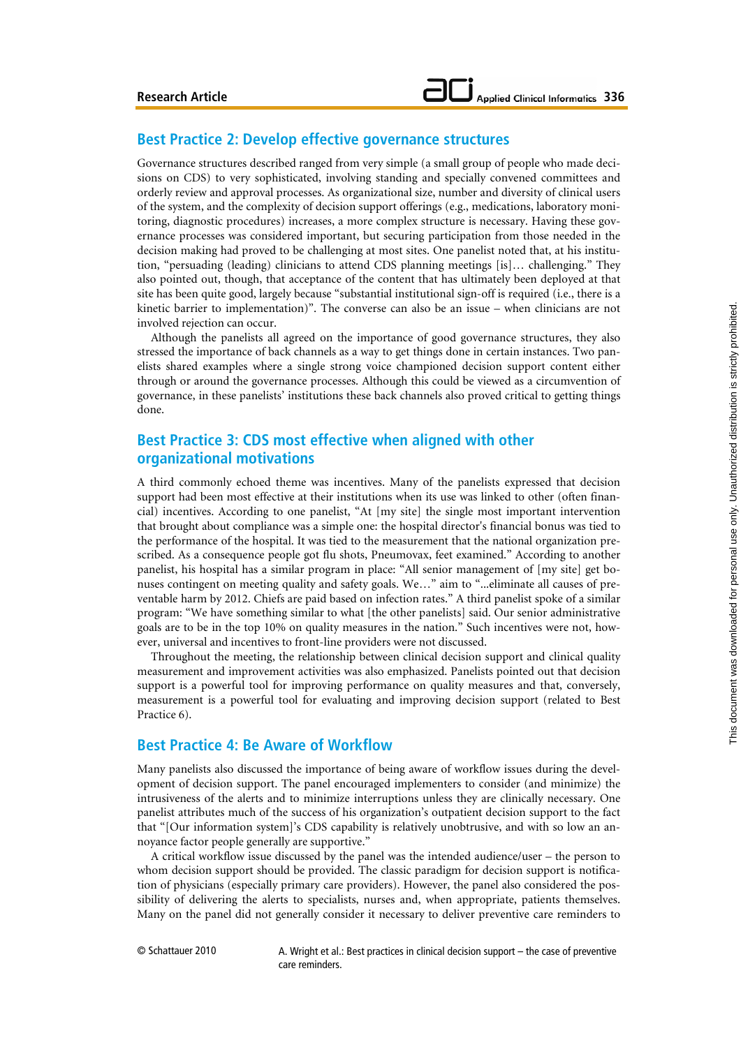## Best Practice 2: Develop effective governance structures

Governance structures described ranged from very simple (a small group of people who made decisions on CDS) to very sophisticated, involving standing and specially convened committees and orderly review and approval processes. As organizational size, number and diversity of clinical users of the system, and the complexity of decision support offerings (e.g., medications, laboratory monitoring, diagnostic procedures) increases, a more complex structure is necessary. Having these governance processes was considered important, but securing participation from those needed in the decision making had proved to be challenging at most sites. One panelist noted that, at his institution, "persuading (leading) clinicians to attend CDS planning meetings [is]… challenging." They also pointed out, though, that acceptance of the content that has ultimately been deployed at that site has been quite good, largely because "substantial institutional sign-off is required (i.e., there is a kinetic barrier to implementation)". The converse can also be an issue – when clinicians are not involved rejection can occur.

Although the panelists all agreed on the importance of good governance structures, they also stressed the importance of back channels as a way to get things done in certain instances. Two panelists shared examples where a single strong voice championed decision support content either through or around the governance processes. Although this could be viewed as a circumvention of governance, in these panelists' institutions these back channels also proved critical to getting things done.

## Best Practice 3: CDS most effective when aligned with other organizational motivations

A third commonly echoed theme was incentives. Many of the panelists expressed that decision support had been most effective at their institutions when its use was linked to other (often financial) incentives. According to one panelist, "At [my site] the single most important intervention that brought about compliance was a simple one: the hospital director's financial bonus was tied to the performance of the hospital. It was tied to the measurement that the national organization prescribed. As a consequence people got flu shots, Pneumovax, feet examined." According to another panelist, his hospital has a similar program in place: "All senior management of [my site] get bonuses contingent on meeting quality and safety goals. We…" aim to "...eliminate all causes of preventable harm by 2012. Chiefs are paid based on infection rates." A third panelist spoke of a similar program: "We have something similar to what [the other panelists] said. Our senior administrative goals are to be in the top 10% on quality measures in the nation." Such incentives were not, however, universal and incentives to front-line providers were not discussed.

Throughout the meeting, the relationship between clinical decision support and clinical quality measurement and improvement activities was also emphasized. Panelists pointed out that decision support is a powerful tool for improving performance on quality measures and that, conversely, measurement is a powerful tool for evaluating and improving decision support (related to Best Practice 6).

## Best Practice 4: Be Aware of Workflow

Many panelists also discussed the importance of being aware of workflow issues during the development of decision support. The panel encouraged implementers to consider (and minimize) the intrusiveness of the alerts and to minimize interruptions unless they are clinically necessary. One panelist attributes much of the success of his organization's outpatient decision support to the fact that "[Our information system]'s CDS capability is relatively unobtrusive, and with so low an annoyance factor people generally are supportive."

A critical workflow issue discussed by the panel was the intended audience/user – the person to whom decision support should be provided. The classic paradigm for decision support is notification of physicians (especially primary care providers). However, the panel also considered the possibility of delivering the alerts to specialists, nurses and, when appropriate, patients themselves. Many on the panel did not generally consider it necessary to deliver preventive care reminders to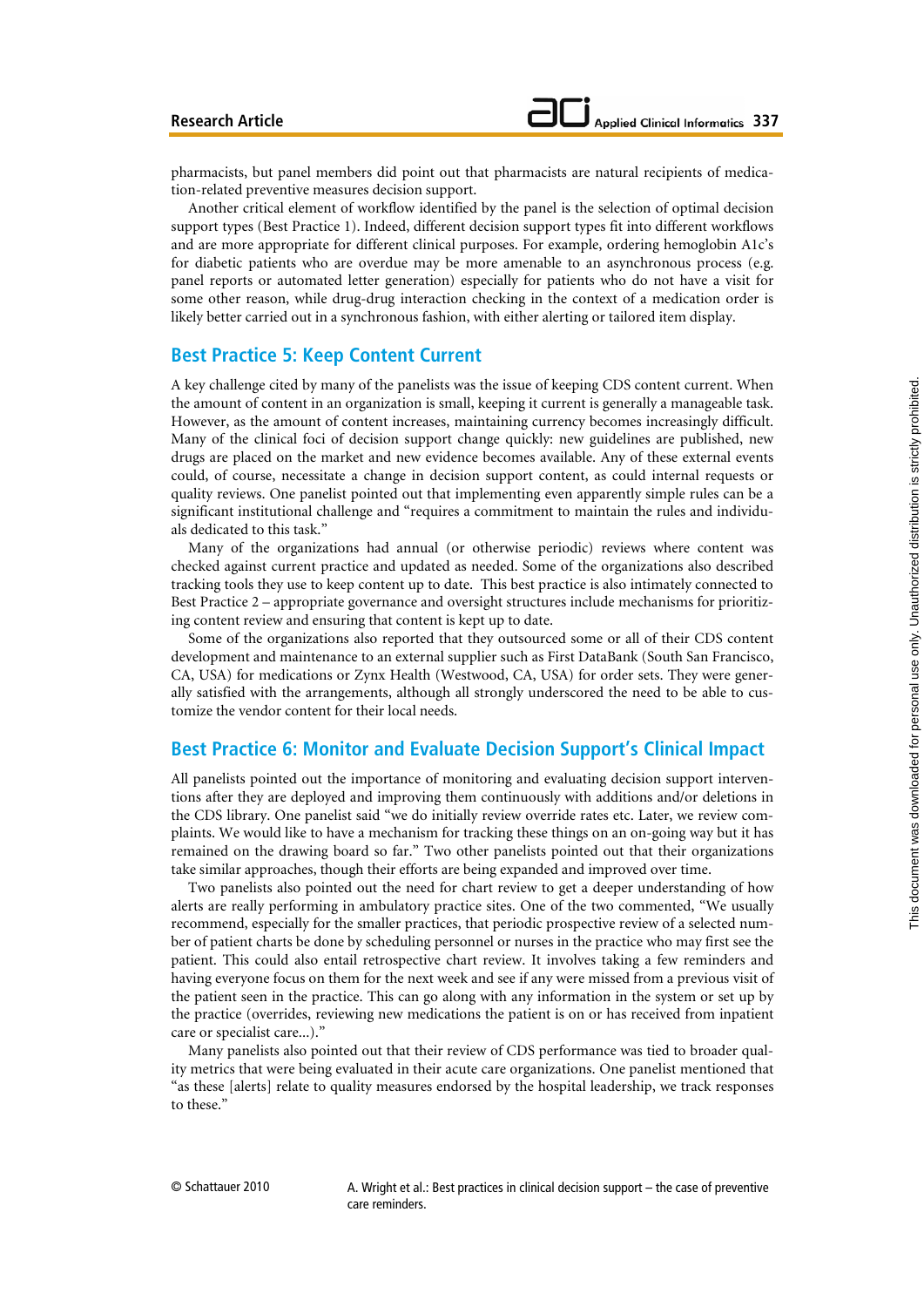pharmacists, but panel members did point out that pharmacists are natural recipients of medication-related preventive measures decision support.

Another critical element of workflow identified by the panel is the selection of optimal decision support types (Best Practice 1). Indeed, different decision support types fit into different workflows and are more appropriate for different clinical purposes. For example, ordering hemoglobin A1c's for diabetic patients who are overdue may be more amenable to an asynchronous process (e.g. panel reports or automated letter generation) especially for patients who do not have a visit for some other reason, while drug-drug interaction checking in the context of a medication order is likely better carried out in a synchronous fashion, with either alerting or tailored item display.

## Best Practice 5: Keep Content Current

A key challenge cited by many of the panelists was the issue of keeping CDS content current. When the amount of content in an organization is small, keeping it current is generally a manageable task. However, as the amount of content increases, maintaining currency becomes increasingly difficult. Many of the clinical foci of decision support change quickly: new guidelines are published, new drugs are placed on the market and new evidence becomes available. Any of these external events could, of course, necessitate a change in decision support content, as could internal requests or quality reviews. One panelist pointed out that implementing even apparently simple rules can be a significant institutional challenge and "requires a commitment to maintain the rules and individuals dedicated to this task."

Many of the organizations had annual (or otherwise periodic) reviews where content was checked against current practice and updated as needed. Some of the organizations also described tracking tools they use to keep content up to date. This best practice is also intimately connected to Best Practice 2 – appropriate governance and oversight structures include mechanisms for prioritizing content review and ensuring that content is kept up to date.

Some of the organizations also reported that they outsourced some or all of their CDS content development and maintenance to an external supplier such as First DataBank (South San Francisco, CA, USA) for medications or Zynx Health (Westwood, CA, USA) for order sets. They were generally satisfied with the arrangements, although all strongly underscored the need to be able to customize the vendor content for their local needs.

## Best Practice 6: Monitor and Evaluate Decision Support's Clinical Impact

All panelists pointed out the importance of monitoring and evaluating decision support interventions after they are deployed and improving them continuously with additions and/or deletions in the CDS library. One panelist said "we do initially review override rates etc. Later, we review complaints. We would like to have a mechanism for tracking these things on an on-going way but it has remained on the drawing board so far." Two other panelists pointed out that their organizations take similar approaches, though their efforts are being expanded and improved over time.

Two panelists also pointed out the need for chart review to get a deeper understanding of how alerts are really performing in ambulatory practice sites. One of the two commented, "We usually recommend, especially for the smaller practices, that periodic prospective review of a selected number of patient charts be done by scheduling personnel or nurses in the practice who may first see the patient. This could also entail retrospective chart review. It involves taking a few reminders and having everyone focus on them for the next week and see if any were missed from a previous visit of the patient seen in the practice. This can go along with any information in the system or set up by the practice (overrides, reviewing new medications the patient is on or has received from inpatient care or specialist care...)."

Many panelists also pointed out that their review of CDS performance was tied to broader quality metrics that were being evaluated in their acute care organizations. One panelist mentioned that "as these [alerts] relate to quality measures endorsed by the hospital leadership, we track responses to these."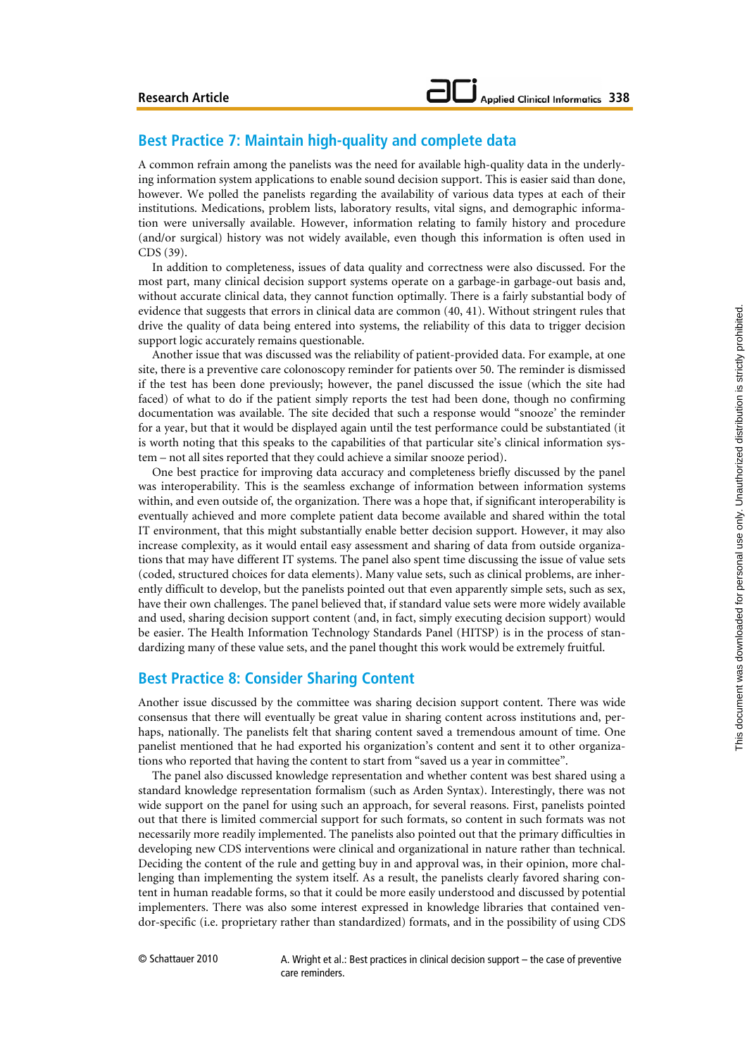## Best Practice 7: Maintain high-quality and complete data

A common refrain among the panelists was the need for available high-quality data in the underlying information system applications to enable sound decision support. This is easier said than done, however. We polled the panelists regarding the availability of various data types at each of their institutions. Medications, problem lists, laboratory results, vital signs, and demographic information were universally available. However, information relating to family history and procedure (and/or surgical) history was not widely available, even though this information is often used in CDS (39).

In addition to completeness, issues of data quality and correctness were also discussed. For the most part, many clinical decision support systems operate on a garbage-in garbage-out basis and, without accurate clinical data, they cannot function optimally. There is a fairly substantial body of evidence that suggests that errors in clinical data are common (40, 41). Without stringent rules that drive the quality of data being entered into systems, the reliability of this data to trigger decision support logic accurately remains questionable.

Another issue that was discussed was the reliability of patient-provided data. For example, at one site, there is a preventive care colonoscopy reminder for patients over 50. The reminder is dismissed if the test has been done previously; however, the panel discussed the issue (which the site had faced) of what to do if the patient simply reports the test had been done, though no confirming documentation was available. The site decided that such a response would "snooze' the reminder for a year, but that it would be displayed again until the test performance could be substantiated (it is worth noting that this speaks to the capabilities of that particular site's clinical information system – not all sites reported that they could achieve a similar snooze period).

One best practice for improving data accuracy and completeness briefly discussed by the panel was interoperability. This is the seamless exchange of information between information systems within, and even outside of, the organization. There was a hope that, if significant interoperability is eventually achieved and more complete patient data become available and shared within the total IT environment, that this might substantially enable better decision support. However, it may also increase complexity, as it would entail easy assessment and sharing of data from outside organizations that may have different IT systems. The panel also spent time discussing the issue of value sets (coded, structured choices for data elements). Many value sets, such as clinical problems, are inherently difficult to develop, but the panelists pointed out that even apparently simple sets, such as sex, have their own challenges. The panel believed that, if standard value sets were more widely available and used, sharing decision support content (and, in fact, simply executing decision support) would be easier. The Health Information Technology Standards Panel (HITSP) is in the process of standardizing many of these value sets, and the panel thought this work would be extremely fruitful.

## Best Practice 8: Consider Sharing Content

Another issue discussed by the committee was sharing decision support content. There was wide consensus that there will eventually be great value in sharing content across institutions and, perhaps, nationally. The panelists felt that sharing content saved a tremendous amount of time. One panelist mentioned that he had exported his organization's content and sent it to other organizations who reported that having the content to start from "saved us a year in committee".

The panel also discussed knowledge representation and whether content was best shared using a standard knowledge representation formalism (such as Arden Syntax). Interestingly, there was not wide support on the panel for using such an approach, for several reasons. First, panelists pointed out that there is limited commercial support for such formats, so content in such formats was not necessarily more readily implemented. The panelists also pointed out that the primary difficulties in developing new CDS interventions were clinical and organizational in nature rather than technical. Deciding the content of the rule and getting buy in and approval was, in their opinion, more challenging than implementing the system itself. As a result, the panelists clearly favored sharing content in human readable forms, so that it could be more easily understood and discussed by potential implementers. There was also some interest expressed in knowledge libraries that contained vendor-specific (i.e. proprietary rather than standardized) formats, and in the possibility of using CDS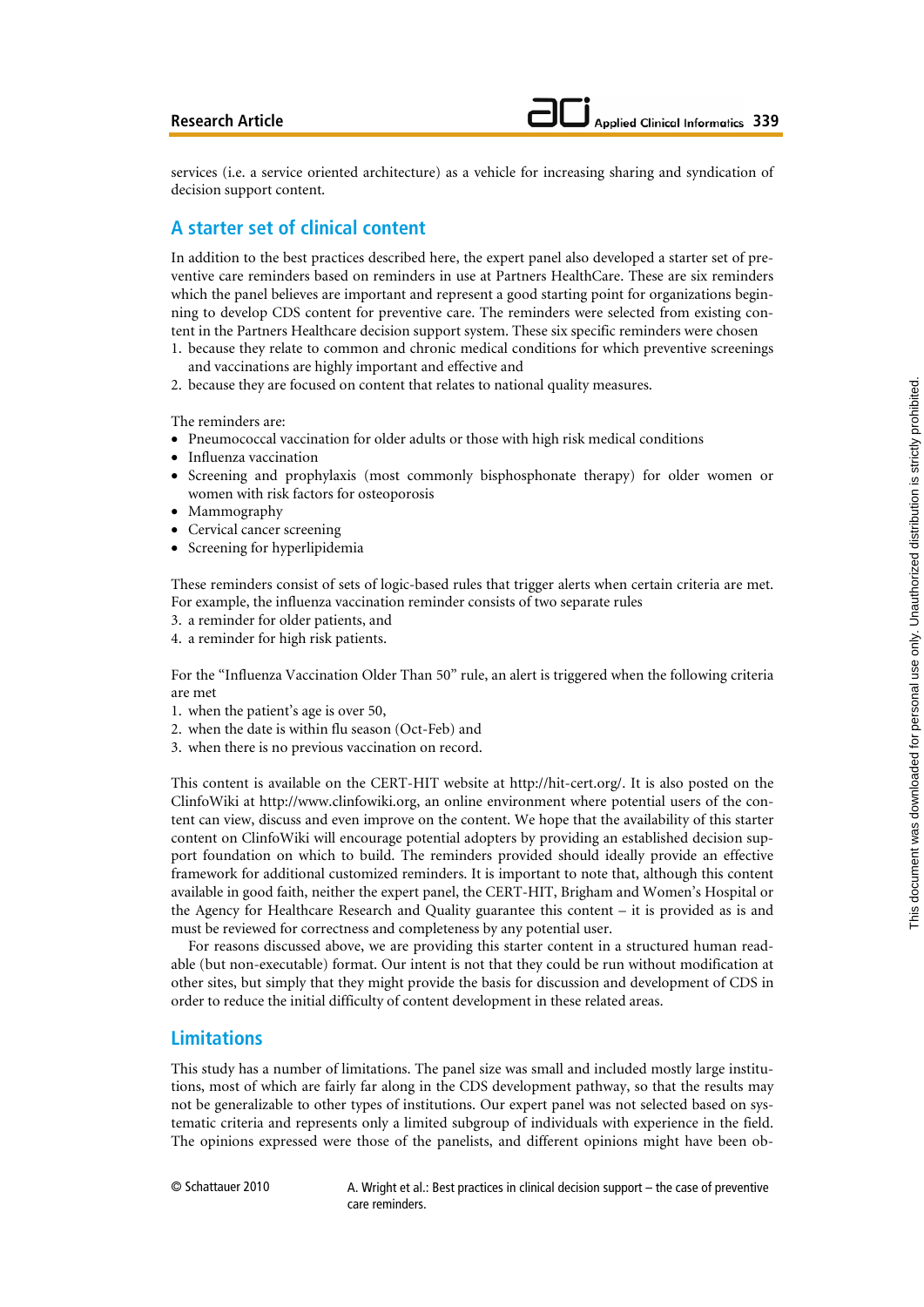services (i.e. a service oriented architecture) as a vehicle for increasing sharing and syndication of decision support content.

## A starter set of clinical content

In addition to the best practices described here, the expert panel also developed a starter set of preventive care reminders based on reminders in use at Partners HealthCare. These are six reminders which the panel believes are important and represent a good starting point for organizations beginning to develop CDS content for preventive care. The reminders were selected from existing content in the Partners Healthcare decision support system. These six specific reminders were chosen

1. because they relate to common and chronic medical conditions for which preventive screenings and vaccinations are highly important and effective and
2. because they are focused on content that relates to national quality measures.

The reminders are:

- Pneumococcal vaccination for older adults or those with high risk medical conditions
- Influenza vaccination
- Screening and prophylaxis (most commonly bisphosphonate therapy) for older women or women with risk factors for osteoporosis
- Mammography
- Cervical cancer screening
- Screening for hyperlipidemia

These reminders consist of sets of logic-based rules that trigger alerts when certain criteria are met. For example, the influenza vaccination reminder consists of two separate rules

3. a reminder for older patients, and
4. a reminder for high risk patients.

For the "Influenza Vaccination Older Than 50" rule, an alert is triggered when the following criteria are met

1. when the patient's age is over 50,
2. when the date is within flu season (Oct-Feb) and
3. when there is no previous vaccination on record.

This content is available on the CERT-HIT website at http://hit-cert.org/. It is also posted on the ClinfoWiki at http://www.clinfowiki.org, an online environment where potential users of the content can view, discuss and even improve on the content. We hope that the availability of this starter content on ClinfoWiki will encourage potential adopters by providing an established decision support foundation on which to build. The reminders provided should ideally provide an effective framework for additional customized reminders. It is important to note that, although this content available in good faith, neither the expert panel, the CERT-HIT, Brigham and Women's Hospital or the Agency for Healthcare Research and Quality guarantee this content – it is provided as is and must be reviewed for correctness and completeness by any potential user.

For reasons discussed above, we are providing this starter content in a structured human readable (but non-executable) format. Our intent is not that they could be run without modification at other sites, but simply that they might provide the basis for discussion and development of CDS in order to reduce the initial difficulty of content development in these related areas.

## Limitations

This study has a number of limitations. The panel size was small and included mostly large institutions, most of which are fairly far along in the CDS development pathway, so that the results may not be generalizable to other types of institutions. Our expert panel was not selected based on systematic criteria and represents only a limited subgroup of individuals with experience in the field. The opinions expressed were those of the panelists, and different opinions might have been ob-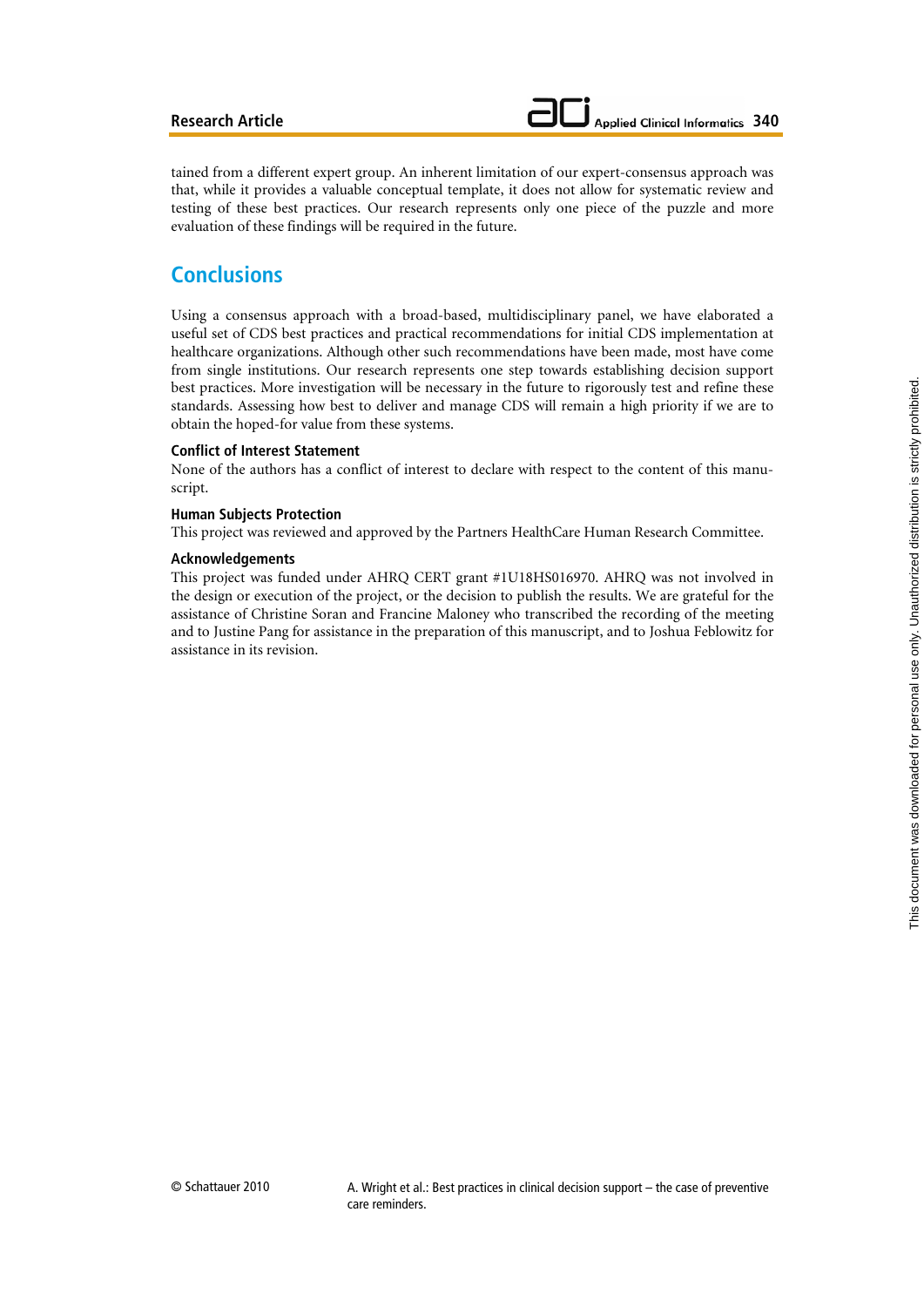tained from a different expert group. An inherent limitation of our expert-consensus approach was that, while it provides a valuable conceptual template, it does not allow for systematic review and testing of these best practices. Our research represents only one piece of the puzzle and more evaluation of these findings will be required in the future.

## Conclusions

Using a consensus approach with a broad-based, multidisciplinary panel, we have elaborated a useful set of CDS best practices and practical recommendations for initial CDS implementation at healthcare organizations. Although other such recommendations have been made, most have come from single institutions. Our research represents one step towards establishing decision support best practices. More investigation will be necessary in the future to rigorously test and refine these standards. Assessing how best to deliver and manage CDS will remain a high priority if we are to obtain the hoped-for value from these systems.

### Conflict of Interest Statement

None of the authors has a conflict of interest to declare with respect to the content of this manuscript.

### Human Subjects Protection

This project was reviewed and approved by the Partners HealthCare Human Research Committee.

### Acknowledgements

This project was funded under AHRQ CERT grant #1U18HS016970. AHRQ was not involved in the design or execution of the project, or the decision to publish the results. We are grateful for the assistance of Christine Soran and Francine Maloney who transcribed the recording of the meeting and to Justine Pang for assistance in the preparation of this manuscript, and to Joshua Feblowitz for assistance in its revision.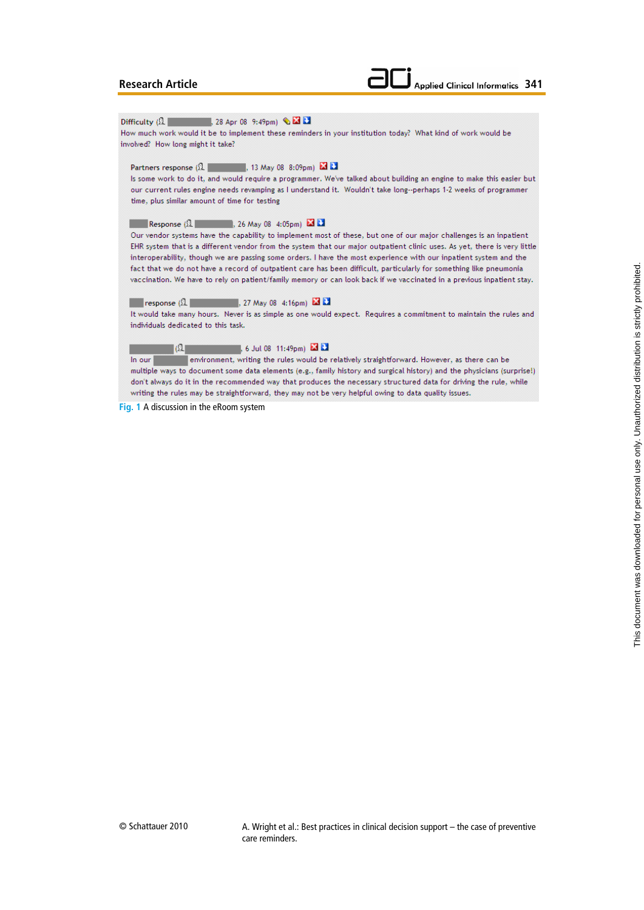Difficulty ( , 28 Apr 08 9:49pm)

How much work would it be to implement these reminders in your institution today? What kind of work would be involved? How long might it take?

Partners response ( , 13 May 08 8:09pm)

Is some work to do it, and would require a programmer. We've talked about building an engine to make this easier but our current rules engine needs revamping as I understand it. Wouldn't take long--perhaps 1-2 weeks of programmer time, plus similar amount of time for testing

Response ( , 26 May 08 4:05pm)

Our vendor systems have the capability to implement most of these, but one of our major challenges is an inpatient EHR system that is a different vendor from the system that our major outpatient clinic uses. As yet, there is very little interoperability, though we are passing some orders. I have the most experience with our inpatient system and the fact that we do not have a record of outpatient care has been difficult, particularly for something like pneumonia vaccination. We have to rely on patient/family memory or can look back if we vaccinated in a previous inpatient stay.

response ( , 27 May 08 4:16pm)

It would take many hours. Never is as simple as one would expect. Requires a commitment to maintain the rules and individuals dedicated to this task.

( , 6 Jul 08 11:49pm)

In our environment, writing the rules would be relatively straightforward. However, as there can be multiple ways to document some data elements (e.g., family history and surgical history) and the physicians (surprise!) don't always do it in the recommended way that produces the necessary structured data for driving the rule, while writing the rules may be straightforward, they may not be very helpful owing to data quality issues.

Fig. 1 A discussion in the eRoom system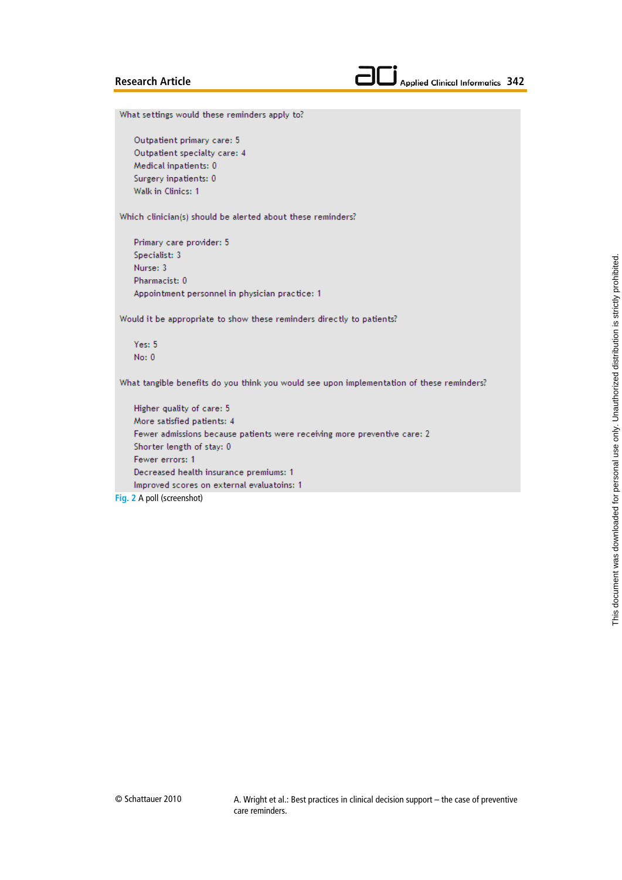What settings would these reminders apply to?

- Outpatient primary care: 5
- Outpatient specialty care: 4
- Medical inpatients: 0
- Surgery inpatients: 0
- Walk in Clinics: 1

Which clinician(s) should be alerted about these reminders?

- Primary care provider: 5
- Specialist: 3
- Nurse: 3
- Pharmacist: 0
- Appointment personnel in physician practice: 1

Would it be appropriate to show these reminders directly to patients?

- Yes: 5
- No: 0

What tangible benefits do you think you would see upon implementation of these reminders?

- Higher quality of care: 5
- More satisfied patients: 4
- Fewer admissions because patients were receiving more preventive care: 2
- Shorter length of stay: 0
- Fewer errors: 1
- Decreased health insurance premiums: 1
- Improved scores on external evaluatoins: 1

Fig. 2 A poll (screenshot)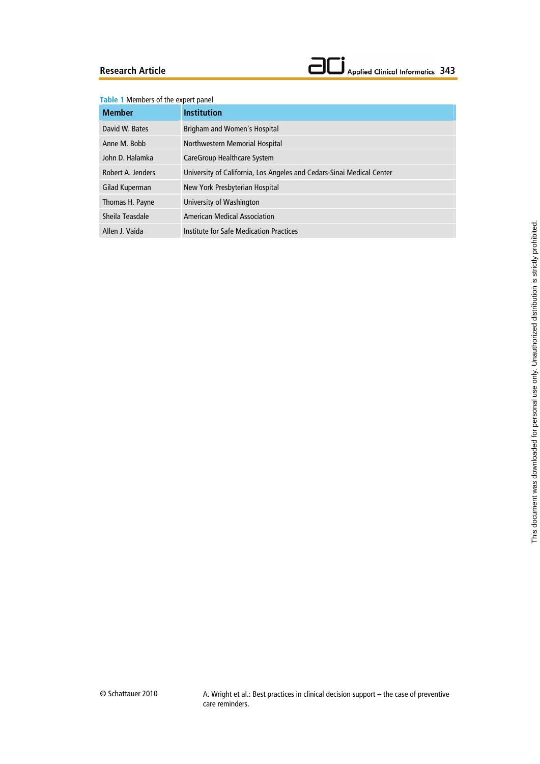Table 1 Members of the expert panel

| Member | Institution |
|---|---|
| David W. Bates | Brigham and Women's Hospital |
| Anne M. Bobb | Northwestern Memorial Hospital |
| John D. Halamka | CareGroup Healthcare System |
| Robert A. Jenders | University of California, Los Angeles and Cedars-Sinai Medical Center |
| Gilad Kuperman | New York Presbyterian Hospital |
| Thomas H. Payne | University of Washington |
| Sheila Teasdale | American Medical Association |
| Allen J. Vaida | Institute for Safe Medication Practices |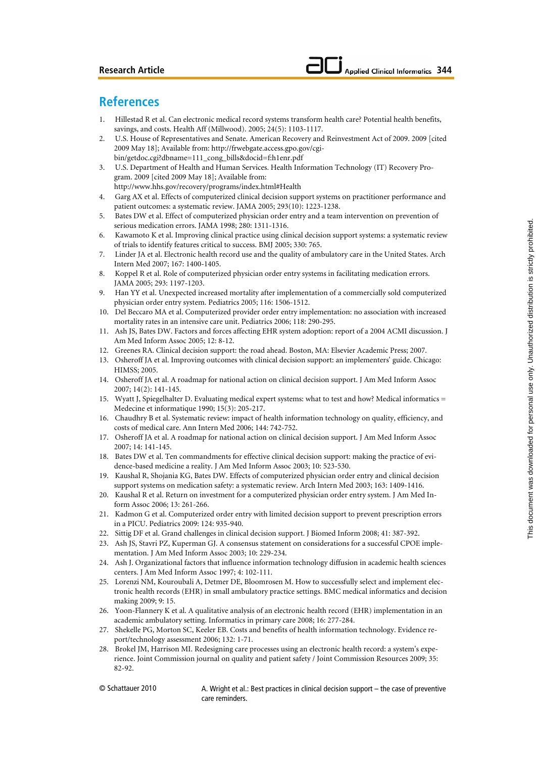## References

1. Hillestad R et al. Can electronic medical record systems transform health care? Potential health benefits, savings, and costs. Health Aff (Millwood). 2005; 24(5): 1103-1117.
2. U.S. House of Representatives and Senate. American Recovery and Reinvestment Act of 2009. 2009 [cited 2009 May 18]; Available from: http://frwebgate.access.gpo.gov/cgi-bin/getdoc.cgi?dbname=111_cong_bills&docid=f:h1enr.pdf
3. U.S. Department of Health and Human Services. Health Information Technology (IT) Recovery Program. 2009 [cited 2009 May 18]; Available from: http://www.hhs.gov/recovery/programs/index.html#Health
4. Garg AX et al. Effects of computerized clinical decision support systems on practitioner performance and patient outcomes: a systematic review. JAMA 2005; 293(10): 1223-1238.
5. Bates DW et al. Effect of computerized physician order entry and a team intervention on prevention of serious medication errors. JAMA 1998; 280: 1311-1316.
6. Kawamoto K et al. Improving clinical practice using clinical decision support systems: a systematic review of trials to identify features critical to success. BMJ 2005; 330: 765.
7. Linder JA et al. Electronic health record use and the quality of ambulatory care in the United States. Arch Intern Med 2007; 167: 1400-1405.
8. Koppel R et al. Role of computerized physician order entry systems in facilitating medication errors. JAMA 2005; 293: 1197-1203.
9. Han YY et al. Unexpected increased mortality after implementation of a commercially sold computerized physician order entry system. Pediatrics 2005; 116: 1506-1512.
10. Del Beccaro MA et al. Computerized provider order entry implementation: no association with increased mortality rates in an intensive care unit. Pediatrics 2006; 118: 290-295.
11. Ash JS, Bates DW. Factors and forces affecting EHR system adoption: report of a 2004 ACMI discussion. J Am Med Inform Assoc 2005; 12: 8-12.
12. Greenes RA. Clinical decision support: the road ahead. Boston, MA: Elsevier Academic Press; 2007.
13. Osheroff JA et al. Improving outcomes with clinical decision support: an implementers' guide. Chicago: HIMSS; 2005.
14. Osheroff JA et al. A roadmap for national action on clinical decision support. J Am Med Inform Assoc 2007; 14(2): 141-145.
15. Wyatt J, Spiegelhalter D. Evaluating medical expert systems: what to test and how? Medical informatics = Medecine et informatique 1990; 15(3): 205-217.
16. Chaudhry B et al. Systematic review: impact of health information technology on quality, efficiency, and costs of medical care. Ann Intern Med 2006; 144: 742-752.
17. Osheroff JA et al. A roadmap for national action on clinical decision support. J Am Med Inform Assoc 2007; 14: 141-145.
18. Bates DW et al. Ten commandments for effective clinical decision support: making the practice of evidence-based medicine a reality. J Am Med Inform Assoc 2003; 10: 523-530.
19. Kaushal R, Shojania KG, Bates DW. Effects of computerized physician order entry and clinical decision support systems on medication safety: a systematic review. Arch Intern Med 2003; 163: 1409-1416.
20. Kaushal R et al. Return on investment for a computerized physician order entry system. J Am Med Inform Assoc 2006; 13: 261-266.
21. Kadmon G et al. Computerized order entry with limited decision support to prevent prescription errors in a PICU. Pediatrics 2009: 124: 935-940.
22. Sittig DF et al. Grand challenges in clinical decision support. J Biomed Inform 2008; 41: 387-392.
23. Ash JS, Stavri PZ, Kuperman GJ. A consensus statement on considerations for a successful CPOE implementation. J Am Med Inform Assoc 2003; 10: 229-234.
24. Ash J. Organizational factors that influence information technology diffusion in academic health sciences centers. J Am Med Inform Assoc 1997; 4: 102-111.
25. Lorenzi NM, Kouroubali A, Detmer DE, Bloomrosen M. How to successfully select and implement electronic health records (EHR) in small ambulatory practice settings. BMC medical informatics and decision making 2009; 9: 15.
26. Yoon-Flannery K et al. A qualitative analysis of an electronic health record (EHR) implementation in an academic ambulatory setting. Informatics in primary care 2008; 16: 277-284.
27. Shekelle PG, Morton SC, Keeler EB. Costs and benefits of health information technology. Evidence report/technology assessment 2006; 132: 1-71.
28. Brokel JM, Harrison MI. Redesigning care processes using an electronic health record: a system's experience. Joint Commission journal on quality and patient safety / Joint Commission Resources 2009; 35: 82-92.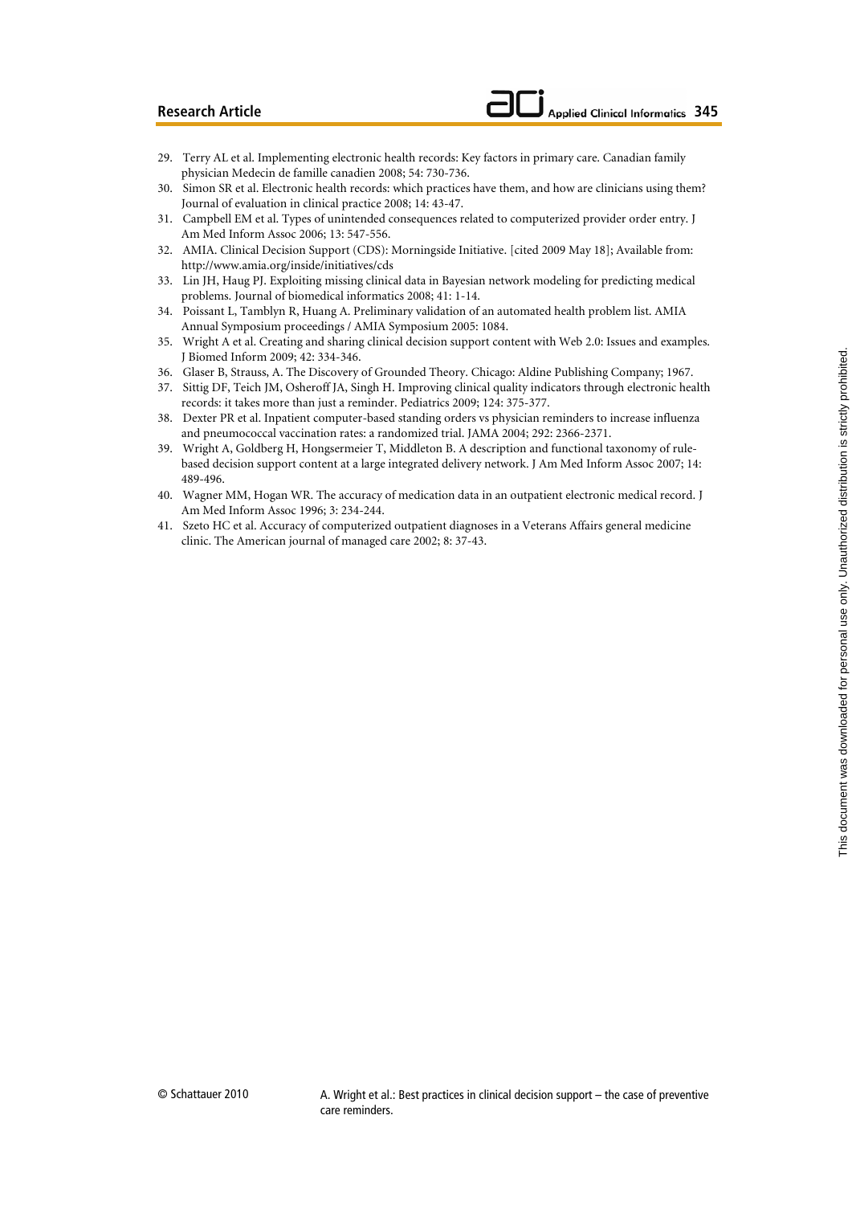29. Terry AL et al. Implementing electronic health records: Key factors in primary care. Canadian family physician Medecin de famille canadien 2008; 54: 730-736.
30. Simon SR et al. Electronic health records: which practices have them, and how are clinicians using them? Journal of evaluation in clinical practice 2008; 14: 43-47.
31. Campbell EM et al. Types of unintended consequences related to computerized provider order entry. J Am Med Inform Assoc 2006; 13: 547-556.
32. AMIA. Clinical Decision Support (CDS): Morningside Initiative. [cited 2009 May 18]; Available from: http://www.amia.org/inside/initiatives/cds
33. Lin JH, Haug PJ. Exploiting missing clinical data in Bayesian network modeling for predicting medical problems. Journal of biomedical informatics 2008; 41: 1-14.
34. Poissant L, Tamblyn R, Huang A. Preliminary validation of an automated health problem list. AMIA Annual Symposium proceedings / AMIA Symposium 2005: 1084.
35. Wright A et al. Creating and sharing clinical decision support content with Web 2.0: Issues and examples. J Biomed Inform 2009; 42: 334-346.
36. Glaser B, Strauss, A. The Discovery of Grounded Theory. Chicago: Aldine Publishing Company; 1967.
37. Sittig DF, Teich JM, Osheroff JA, Singh H. Improving clinical quality indicators through electronic health records: it takes more than just a reminder. Pediatrics 2009; 124: 375-377.
38. Dexter PR et al. Inpatient computer-based standing orders vs physician reminders to increase influenza and pneumococcal vaccination rates: a randomized trial. JAMA 2004; 292: 2366-2371.
39. Wright A, Goldberg H, Hongsermeier T, Middleton B. A description and functional taxonomy of rule-based decision support content at a large integrated delivery network. J Am Med Inform Assoc 2007; 14: 489-496.
40. Wagner MM, Hogan WR. The accuracy of medication data in an outpatient electronic medical record. J Am Med Inform Assoc 1996; 3: 234-244.
41. Szeto HC et al. Accuracy of computerized outpatient diagnoses in a Veterans Affairs general medicine clinic. The American journal of managed care 2002; 8: 37-43.